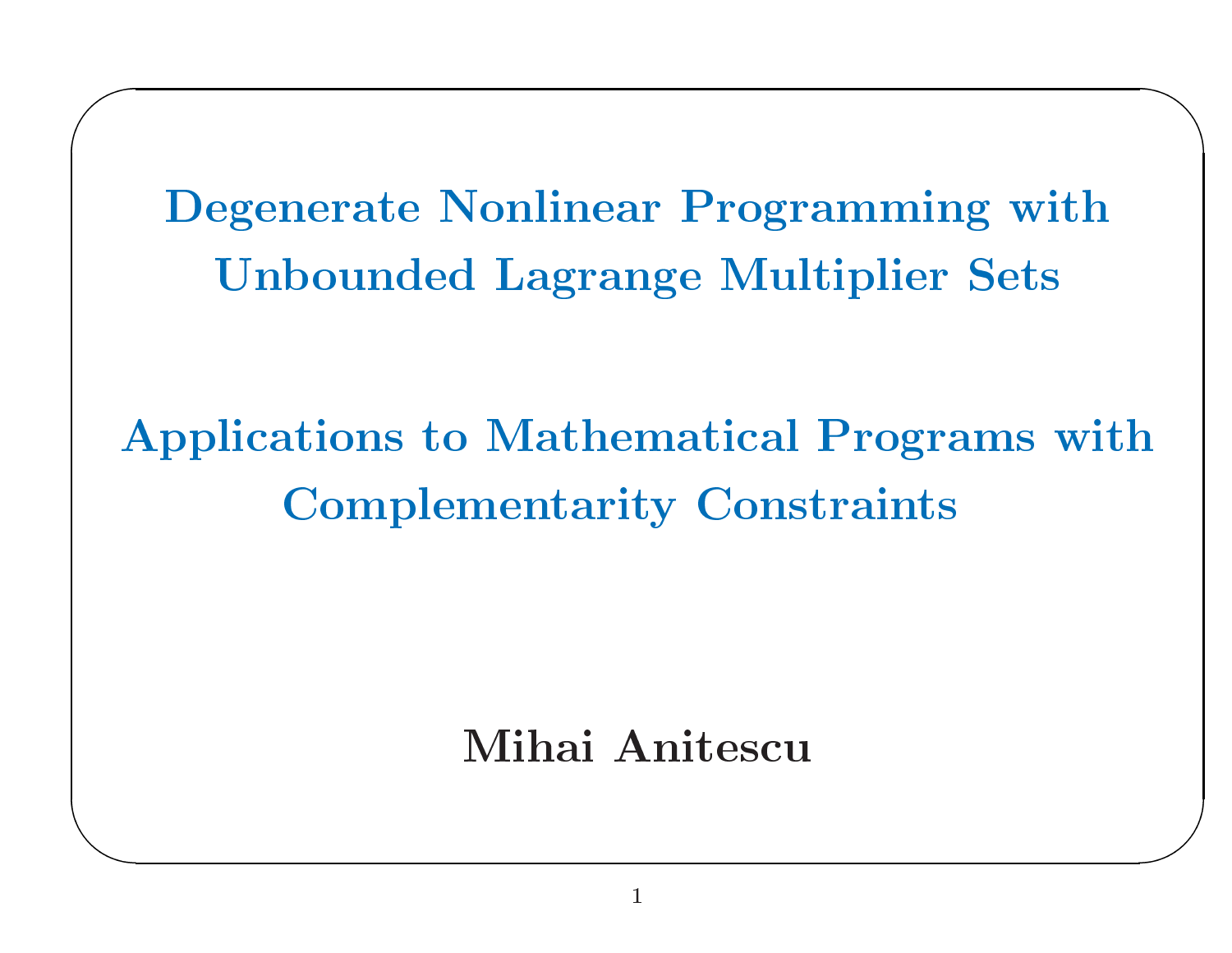# Degenerate Nonlinear Programming with Unbounded Lagrange Multiplier Sets

## Applications to Mathematical Programs with Complementarity Constraints

**Mihai Anitescu**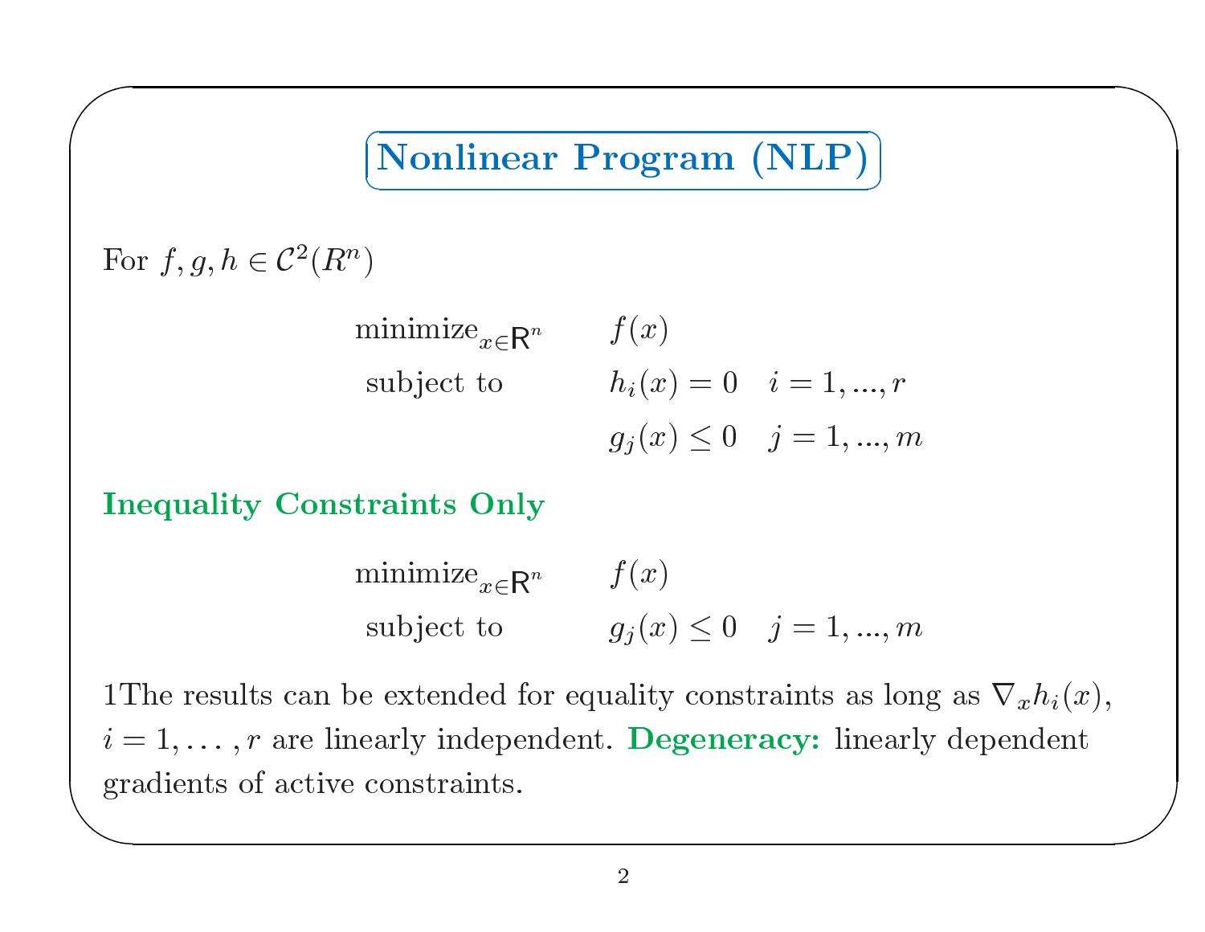## Nonlinear Program (NLP)

For $f, g, h \in \mathcal{C}^2(R^n)$

$$
\begin{array}{lll}
\text{minimize}_{x \in \mathsf{R}^n} & f(x) & \\
\text{subject to} & h_i(x) = 0 & i = 1, ..., r \\
 & g_j(x) \leq 0 & j = 1, ..., m
\end{array}
$$

**Inequality Constraints Only**

$$
\begin{array}{lll}
\text{minimize}_{x \in \mathsf{R}^n} & f(x) & \\
\text{subject to} & g_j(x) \leq 0 & j = 1, ..., m
\end{array}
$$

1The results can be extended for equality constraints as long as $\nabla_x h_i(x)$, $i = 1, \ldots, r$ are linearly independent. **Degeneracy:** linearly dependent gradients of active constraints.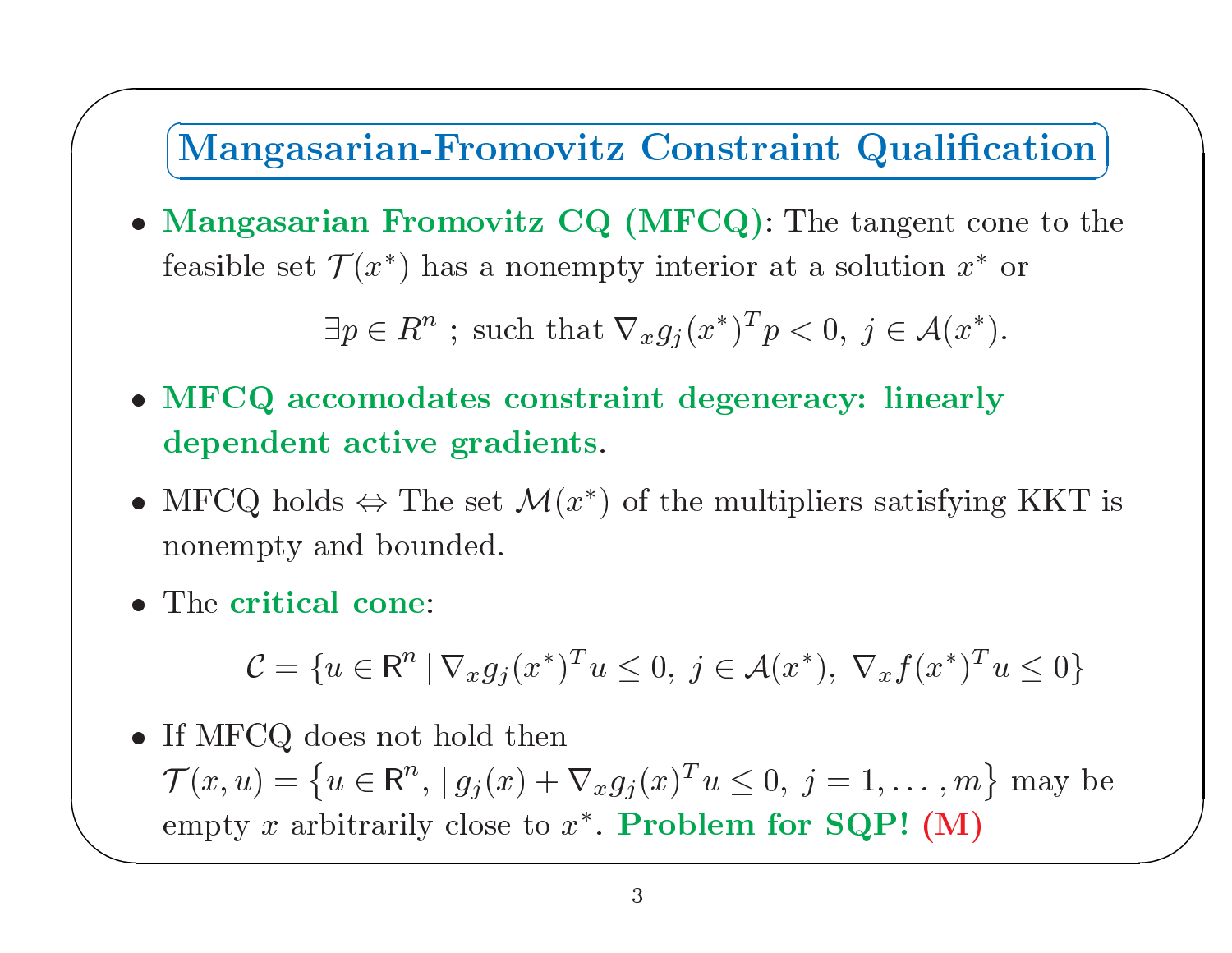# Mangasarian-Fromovitz Constraint Qualification

- **Mangasarian Fromovitz CQ (MFCQ)**: The tangent cone to the feasible set $\mathcal{T}(x^*)$ has a nonempty interior at a solution $x^*$ or

$$\exists p \in R^n \text{ ; such that } \nabla_x g_j(x^*)^T p < 0, \; j \in \mathcal{A}(x^*).$$

- **MFCQ accomodates constraint degeneracy: linearly dependent active gradients**.
- MFCQ holds $\Leftrightarrow$ The set $\mathcal{M}(x^*)$ of the multipliers satisfying KKT is nonempty and bounded.
- The **critical cone**:

$$\mathcal{C} = \{u \in \mathsf{R}^n \,|\, \nabla_x g_j(x^*)^T u \leq 0, \; j \in \mathcal{A}(x^*), \; \nabla_x f(x^*)^T u \leq 0\}$$

- If MFCQ does not hold then $\mathcal{T}(x, u) = \left\{u \in \mathsf{R}^n, \,|\, g_j(x) + \nabla_x g_j(x)^T u \leq 0, \; j = 1, \ldots, m\right\}$ may be empty $x$ arbitrarily close to $x^*$. **Problem for SQP! (M)**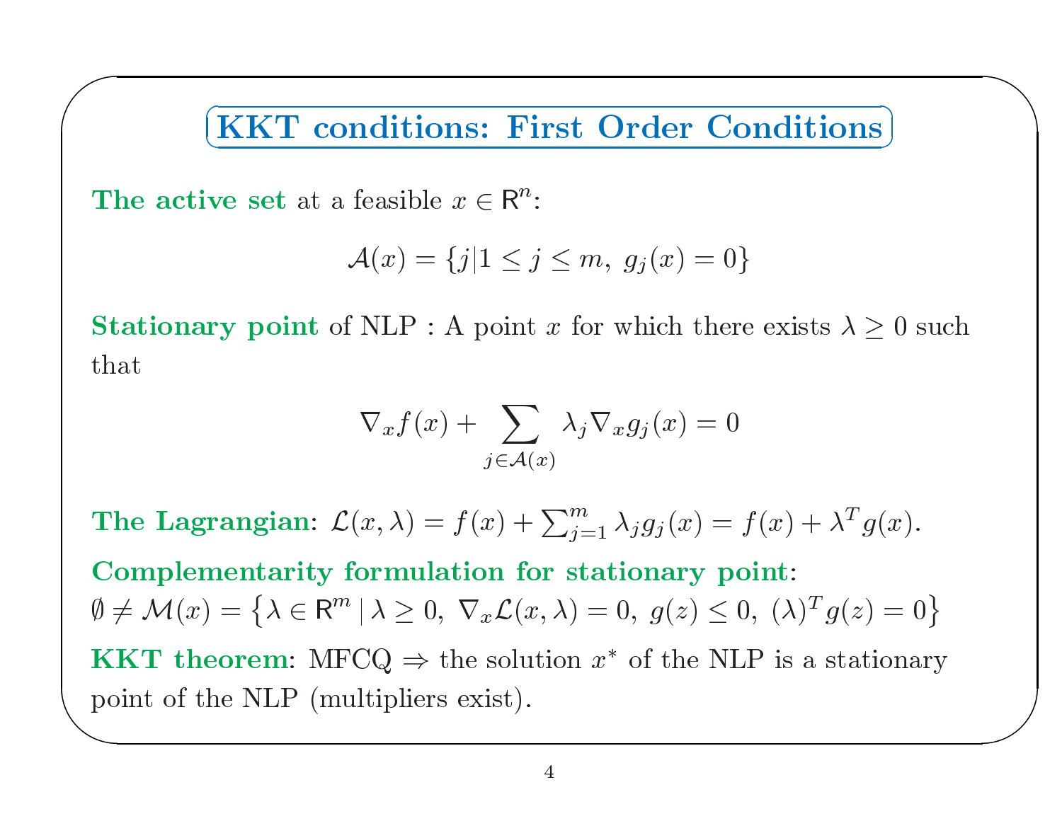# KKT conditions: First Order Conditions

**The active set** at a feasible $x \in \mathsf{R}^n$:

$$\mathcal{A}(x) = \{j | 1 \leq j \leq m,\ g_j(x) = 0\}$$

**Stationary point** of NLP : A point $x$ for which there exists $\lambda \geq 0$ such that

$$\nabla_x f(x) + \sum_{j \in \mathcal{A}(x)} \lambda_j \nabla_x g_j(x) = 0$$

**The Lagrangian**: $\mathcal{L}(x, \lambda) = f(x) + \sum_{j=1}^{m} \lambda_j g_j(x) = f(x) + \lambda^T g(x)$.

**Complementarity formulation for stationary point**:
$\emptyset \neq \mathcal{M}(x) = \left\{ \lambda \in \mathsf{R}^m \,|\, \lambda \geq 0,\ \nabla_x \mathcal{L}(x, \lambda) = 0,\ g(z) \leq 0,\ (\lambda)^T g(z) = 0 \right\}$

**KKT theorem**: MFCQ $\Rightarrow$ the solution $x^*$ of the NLP is a stationary point of the NLP (multipliers exist).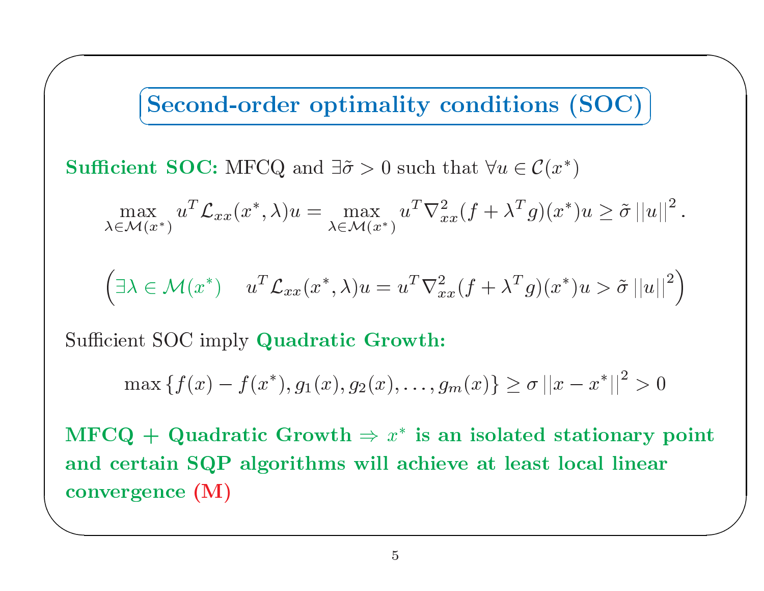# Second-order optimality conditions (SOC)

**Sufficient SOC:** MFCQ and $\exists \tilde{\sigma} > 0$ such that $\forall u \in \mathcal{C}(x^*)$

$$\max_{\lambda \in \mathcal{M}(x^*)} u^T \mathcal{L}_{xx}(x^*, \lambda) u = \max_{\lambda \in \mathcal{M}(x^*)} u^T \nabla^2_{xx}(f + \lambda^T g)(x^*) u \geq \tilde{\sigma} \, ||u||^2 .$$

$$\left( \exists \lambda \in \mathcal{M}(x^*) \quad u^T \mathcal{L}_{xx}(x^*, \lambda) u = u^T \nabla^2_{xx}(f + \lambda^T g)(x^*) u > \tilde{\sigma} \, ||u||^2 \right)$$

Sufficient SOC imply **Quadratic Growth:**

$$\max \{ f(x) - f(x^*), g_1(x), g_2(x), \ldots, g_m(x) \} \geq \sigma \, ||x - x^*||^2 > 0$$

**MFCQ + Quadratic Growth $\Rightarrow$ $x^*$ is an isolated stationary point and certain SQP algorithms will achieve at least local linear convergence (M)**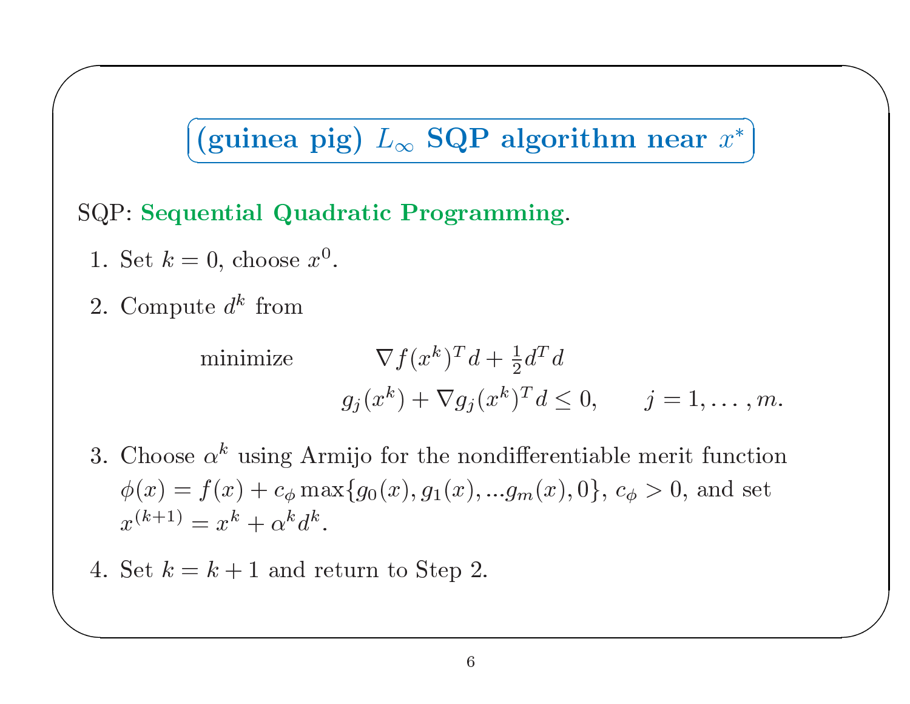## (guinea pig) $L_\infty$ SQP algorithm near $x^*$

SQP: **Sequential Quadratic Programming**.

1. Set $k = 0$, choose $x^0$.
2. Compute $d^k$ from

$$
\begin{aligned}
\text{minimize} \qquad & \nabla f(x^k)^T d + \tfrac{1}{2} d^T d \\
& g_j(x^k) + \nabla g_j(x^k)^T d \leq 0, \qquad j = 1, \ldots, m.
\end{aligned}
$$

3. Choose $\alpha^k$ using Armijo for the nondifferentiable merit function $\phi(x) = f(x) + c_\phi \max\{g_0(x), g_1(x), ...g_m(x), 0\}$, $c_\phi > 0$, and set $x^{(k+1)} = x^k + \alpha^k d^k$.
4. Set $k = k + 1$ and return to Step 2.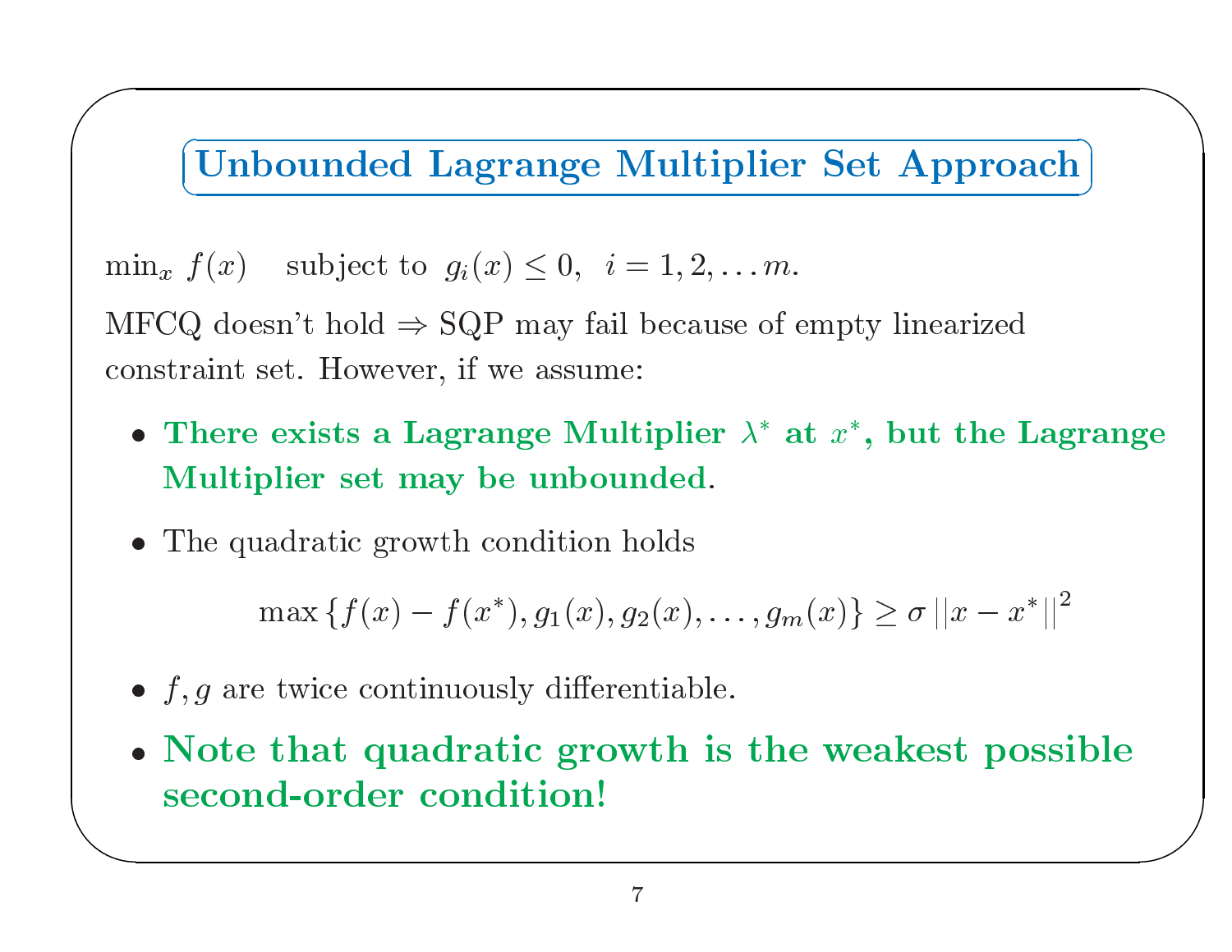# Unbounded Lagrange Multiplier Set Approach

$\min_x f(x)$ subject to $g_i(x) \leq 0, \; i = 1, 2, \ldots m.$

MFCQ doesn't hold $\Rightarrow$ SQP may fail because of empty linearized constraint set. However, if we assume:

- **There exists a Lagrange Multiplier $\lambda^*$ at $x^*$, but the Lagrange Multiplier set may be unbounded.**
- The quadratic growth condition holds

$$\max\{f(x) - f(x^*), g_1(x), g_2(x), \ldots, g_m(x)\} \geq \sigma \, ||x - x^*||^2$$

- $f, g$ are twice continuously differentiable.
- **Note that quadratic growth is the weakest possible second-order condition!**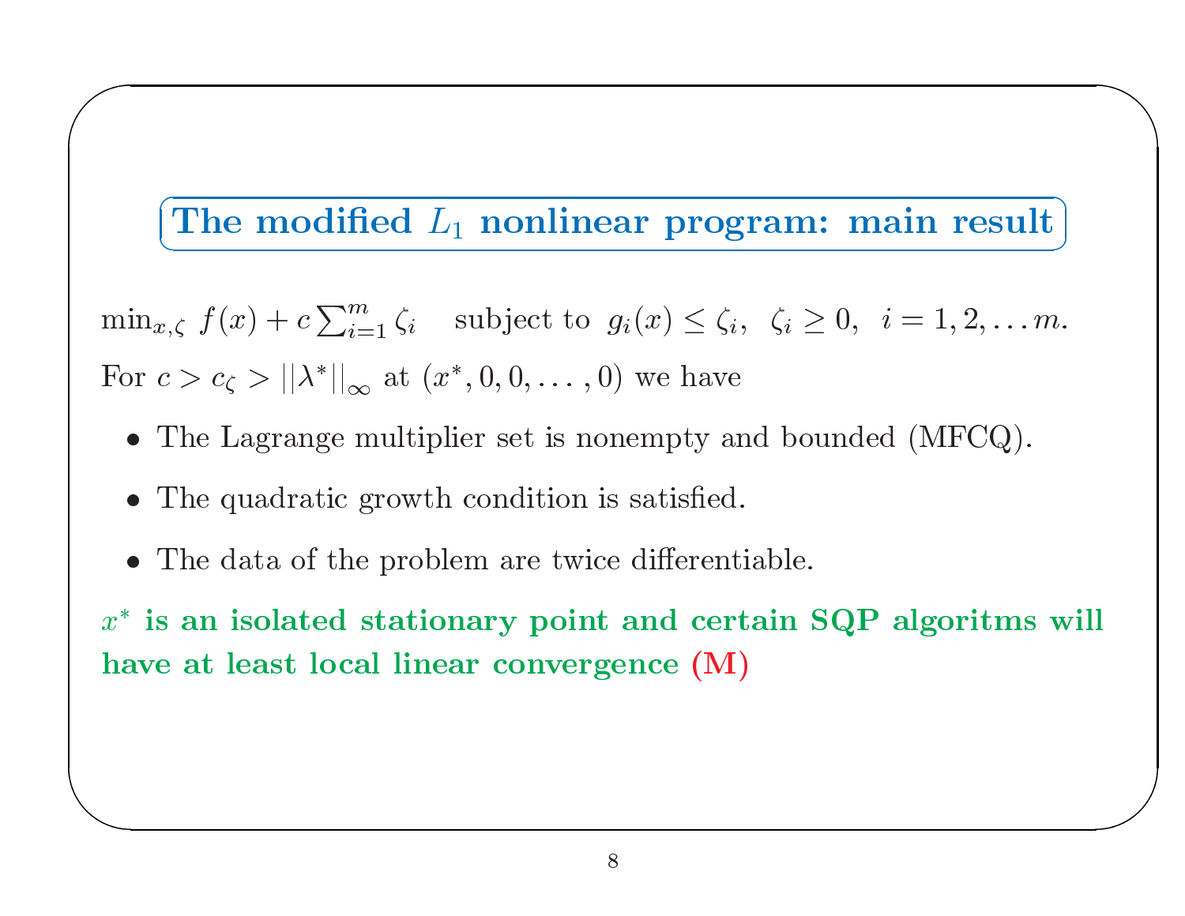## The modified $L_1$ nonlinear program: main result

$\min_{x,\zeta} \; f(x) + c\sum_{i=1}^{m} \zeta_i \quad$ subject to $\; g_i(x) \leq \zeta_i, \;\; \zeta_i \geq 0, \;\; i = 1, 2, \ldots m.$

For $c > c_\zeta > ||\lambda^*||_\infty$ at $(x^*, 0, 0, \ldots, 0)$ we have

- The Lagrange multiplier set is nonempty and bounded (MFCQ).
- The quadratic growth condition is satisfied.
- The data of the problem are twice differentiable.

**$x^*$ is an isolated stationary point and certain SQP algoritms will have at least local linear convergence (M)**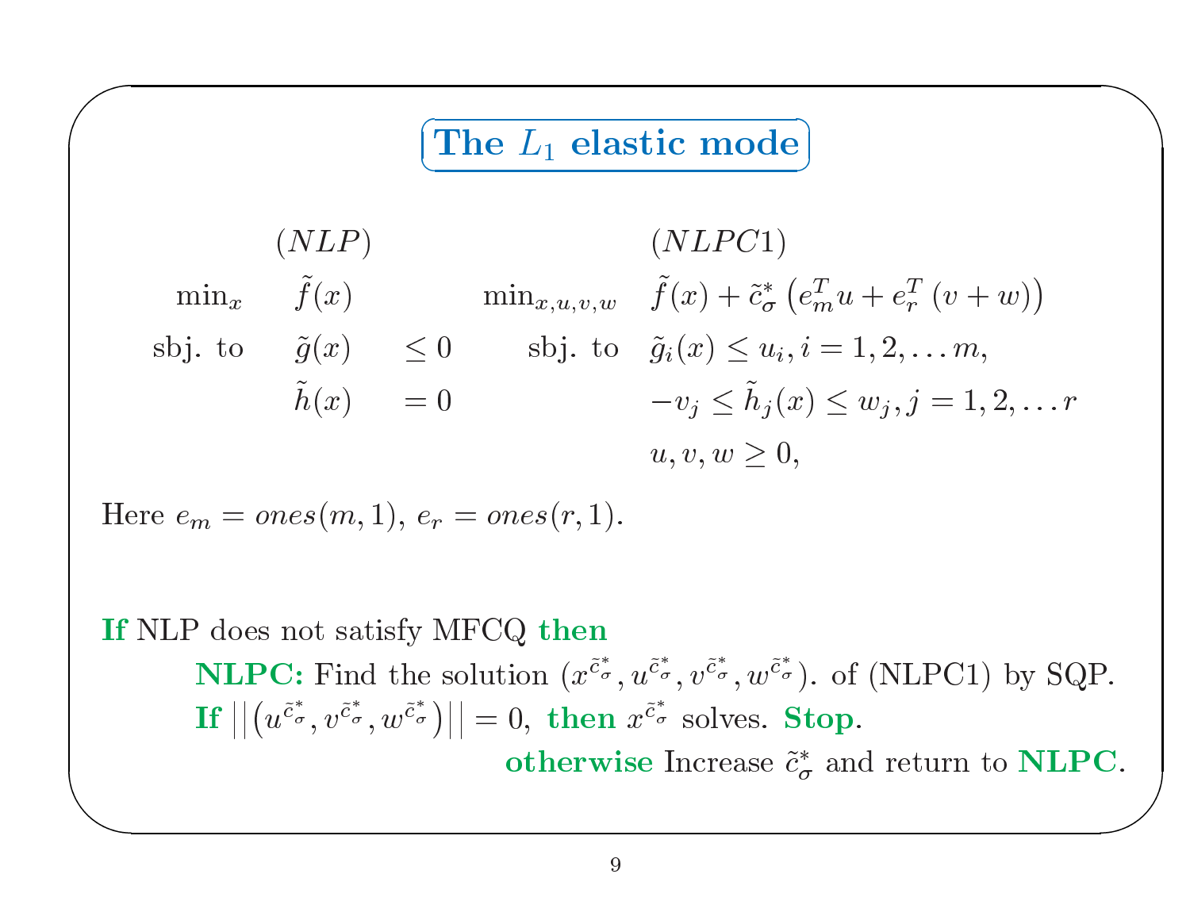# The $L_1$ elastic mode

$$
\begin{array}{llll}
 & (NLP) & & \\
\min_x & \tilde{f}(x) & & \\
\text{sbj. to} & \tilde{g}(x) & \leq 0 & \\
 & \tilde{h}(x) & = 0 &
\end{array}
\qquad
\begin{array}{ll}
 & (NLPC1) \\
\min_{x,u,v,w} & \tilde{f}(x) + \tilde{c}^*_\sigma \left( e_m^T u + e_r^T (v + w) \right) \\
\text{sbj. to} & \tilde{g}_i(x) \leq u_i, i = 1, 2, \ldots m, \\
 & -v_j \leq \tilde{h}_j(x) \leq w_j, j = 1, 2, \ldots r \\
 & u, v, w \geq 0,
\end{array}
$$

Here $e_m = ones(m, 1)$, $e_r = ones(r, 1)$.

**If** NLP does not satisfy MFCQ **then**

**NLPC:** Find the solution $(x^{\tilde{c}^*_\sigma}, u^{\tilde{c}^*_\sigma}, v^{\tilde{c}^*_\sigma}, w^{\tilde{c}^*_\sigma})$. of (NLPC1) by SQP.

**If** $\left|\left|\left(u^{\tilde{c}^*_\sigma}, v^{\tilde{c}^*_\sigma}, w^{\tilde{c}^*_\sigma}\right)\right|\right| = 0$, **then** $x^{\tilde{c}^*_\sigma}$ solves. **Stop**.

**otherwise** Increase $\tilde{c}^*_\sigma$ and return to **NLPC**.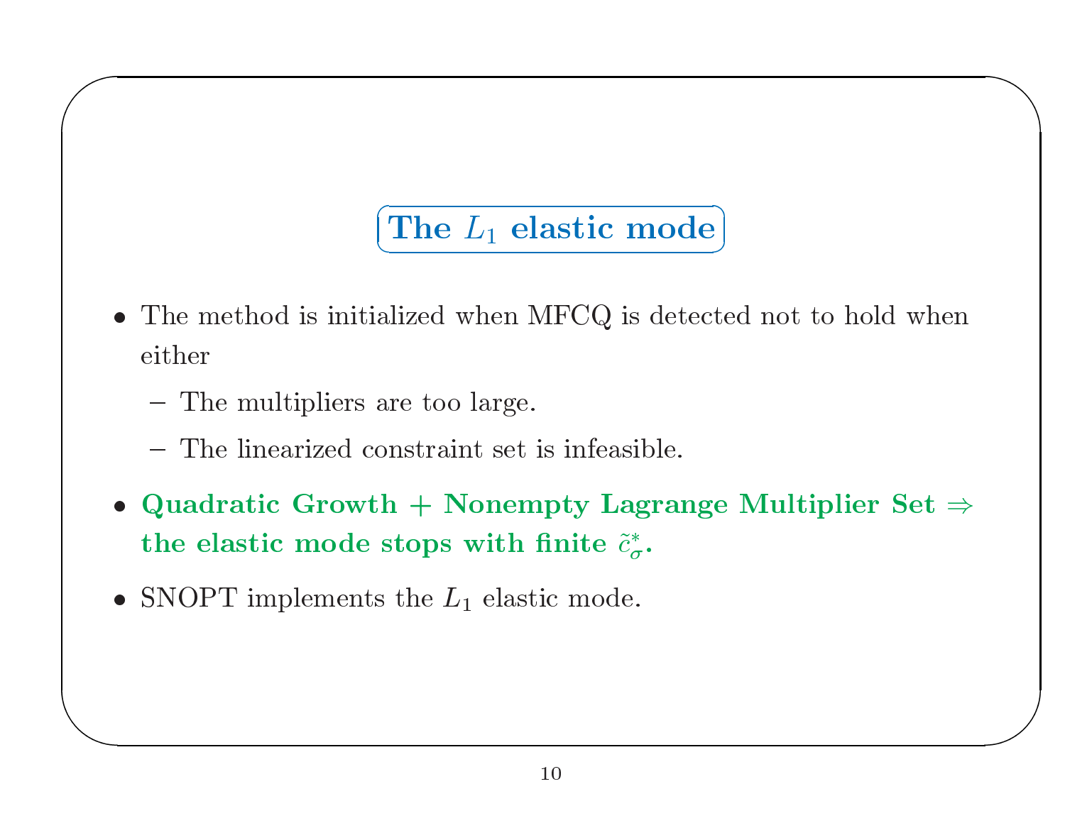## The $L_1$ elastic mode

- The method is initialized when MFCQ is detected not to hold when either
  - The multipliers are too large.
  - The linearized constraint set is infeasible.
- **Quadratic Growth + Nonempty Lagrange Multiplier Set $\Rightarrow$ the elastic mode stops with finite $\tilde{c}_{\sigma}^{*}$.**
- SNOPT implements the $L_1$ elastic mode.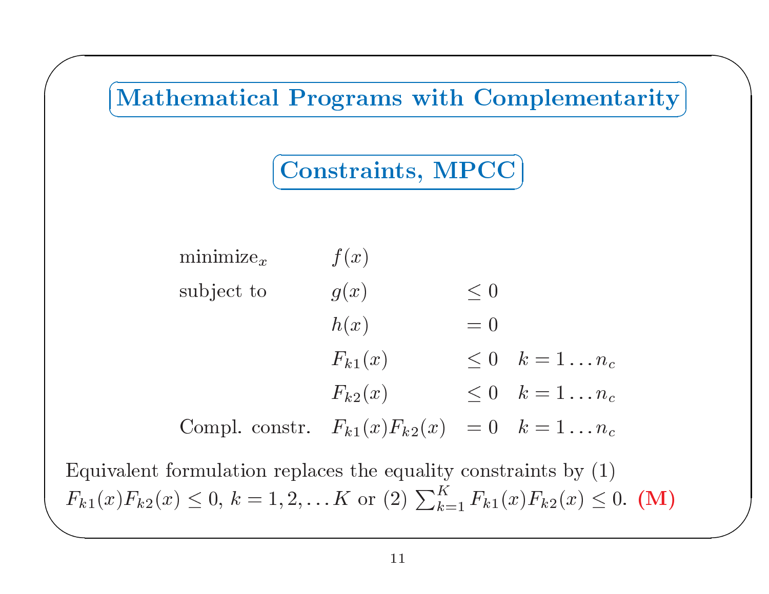# Mathematical Programs with Complementarity Constraints, MPCC

$$
\begin{array}{lll}
\text{minimize}_x & f(x) & \\
\text{subject to} & g(x) & \leq 0 \\
 & h(x) & = 0 \\
 & F_{k1}(x) & \leq 0 \quad k = 1 \dots n_c \\
 & F_{k2}(x) & \leq 0 \quad k = 1 \dots n_c \\
\text{Compl. constr.} & F_{k1}(x) F_{k2}(x) & = 0 \quad k = 1 \dots n_c
\end{array}
$$

Equivalent formulation replaces the equality constraints by (1) $F_{k1}(x)F_{k2}(x) \leq 0$, $k = 1, 2, \dots K$ or (2) $\sum_{k=1}^{K} F_{k1}(x)F_{k2}(x) \leq 0$. **(M)**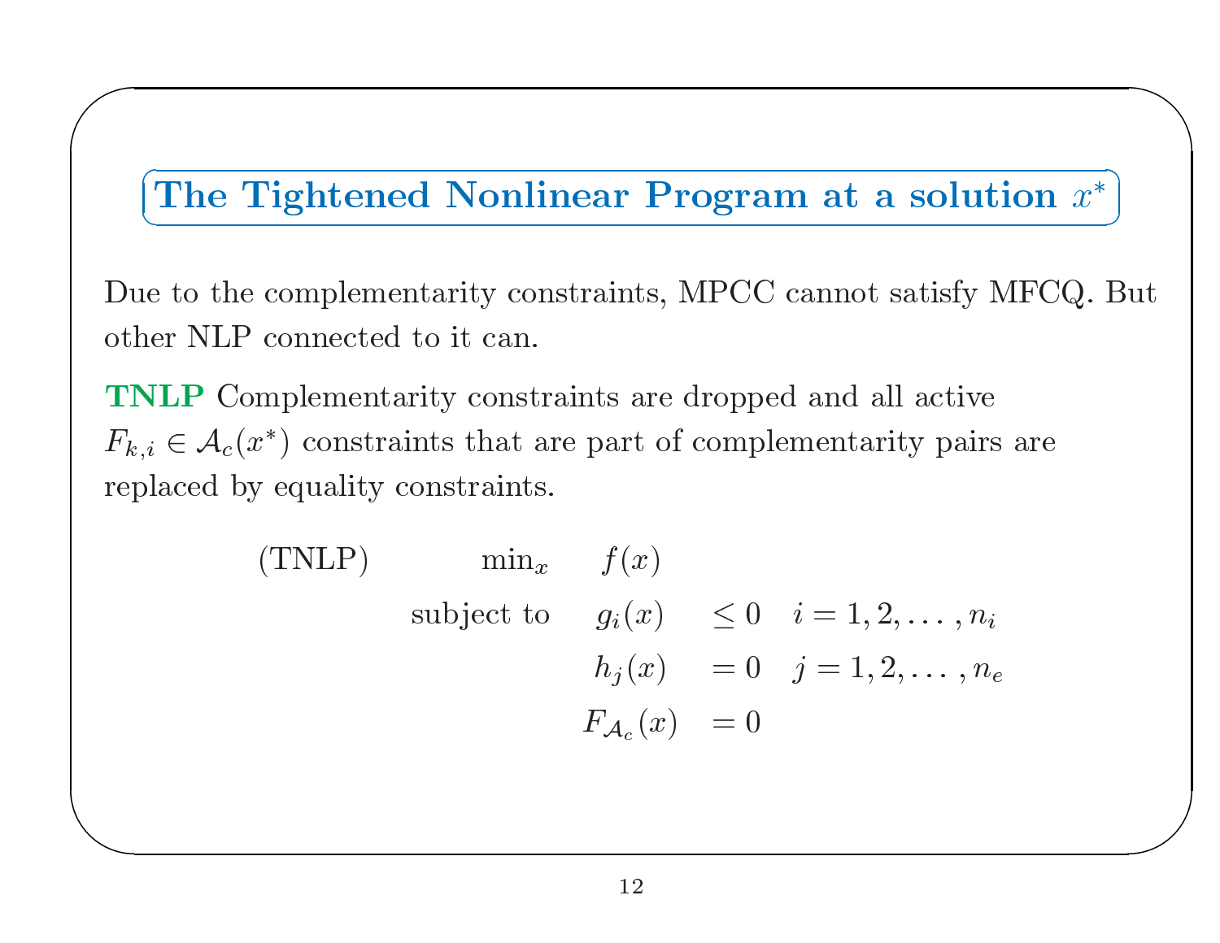## The Tightened Nonlinear Program at a solution $x^*$

Due to the complementarity constraints, MPCC cannot satisfy MFCQ. But other NLP connected to it can.

**TNLP** Complementarity constraints are dropped and all active $F_{k,i} \in \mathcal{A}_c(x^*)$ constraints that are part of complementarity pairs are replaced by equality constraints.

$$
\begin{array}{llll}
\text{(TNLP)} & \min_x & f(x) & \\
& \text{subject to} & g_i(x) \leq 0 & i = 1, 2, \ldots, n_i \\
& & h_j(x) = 0 & j = 1, 2, \ldots, n_e \\
& & F_{\mathcal{A}_c}(x) = 0 &
\end{array}
$$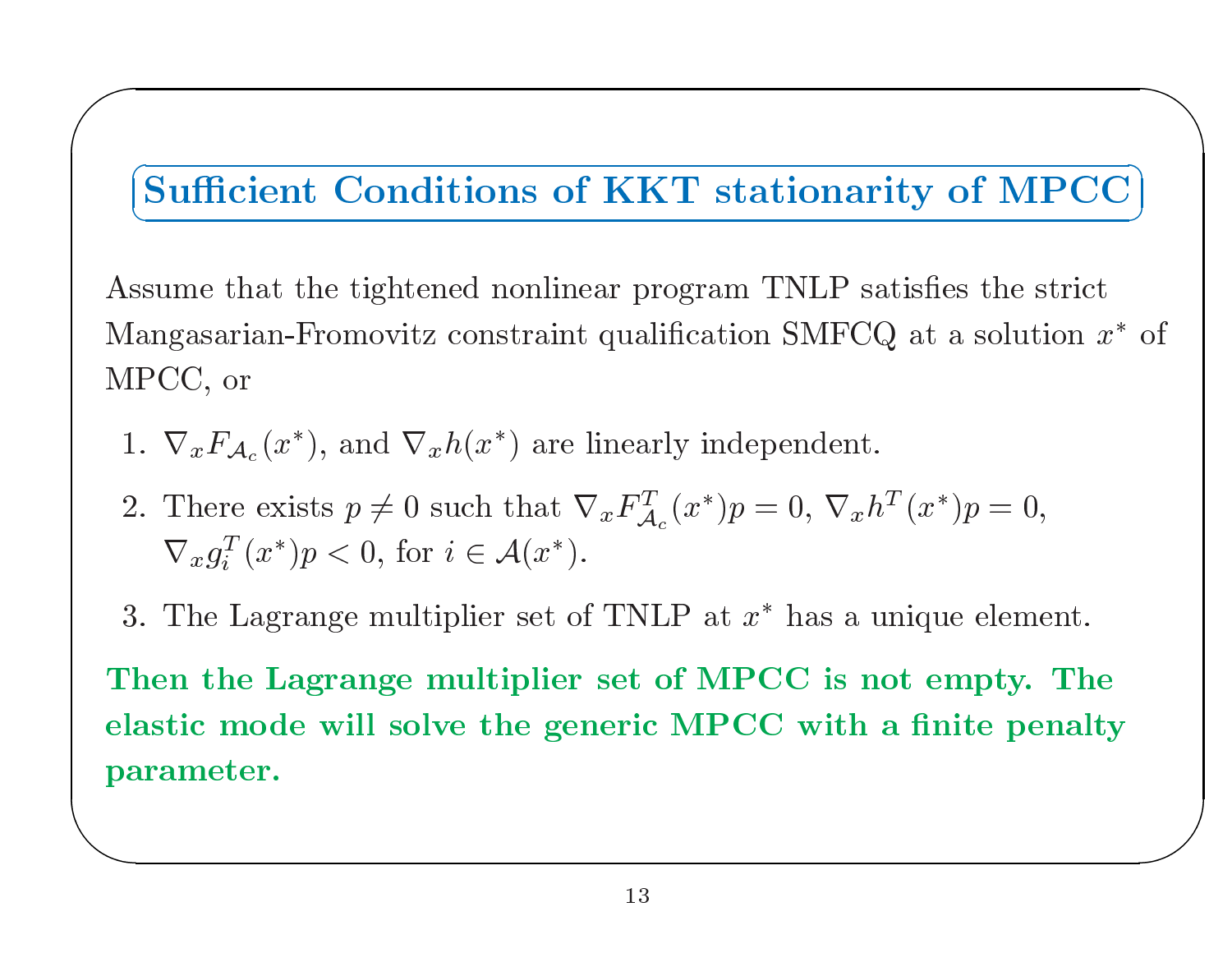## Sufficient Conditions of KKT stationarity of MPCC

Assume that the tightened nonlinear program TNLP satisfies the strict Mangasarian-Fromovitz constraint qualification SMFCQ at a solution $x^*$ of MPCC, or

1. $\nabla_x F_{\mathcal{A}_c}(x^*)$, and $\nabla_x h(x^*)$ are linearly independent.
2. There exists $p \neq 0$ such that $\nabla_x F_{\mathcal{A}_c}^T(x^*)p = 0$, $\nabla_x h^T(x^*)p = 0$, $\nabla_x g_i^T(x^*)p < 0$, for $i \in \mathcal{A}(x^*)$.
3. The Lagrange multiplier set of TNLP at $x^*$ has a unique element.

**Then the Lagrange multiplier set of MPCC is not empty. The elastic mode will solve the generic MPCC with a finite penalty parameter.**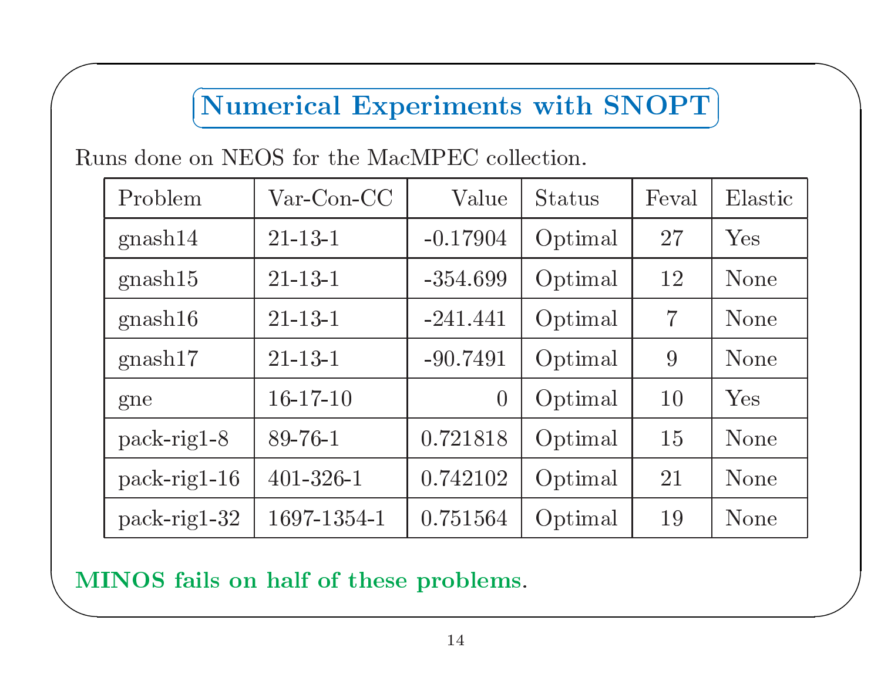## Numerical Experiments with SNOPT

Runs done on NEOS for the MacMPEC collection.

| Problem | Var-Con-CC | Value | Status | Feval | Elastic |
|---|---|---|---|---|---|
| gnash14 | 21-13-1 | -0.17904 | Optimal | 27 | Yes |
| gnash15 | 21-13-1 | -354.699 | Optimal | 12 | None |
| gnash16 | 21-13-1 | -241.441 | Optimal | 7 | None |
| gnash17 | 21-13-1 | -90.7491 | Optimal | 9 | None |
| gne | 16-17-10 | 0 | Optimal | 10 | Yes |
| pack-rig1-8 | 89-76-1 | 0.721818 | Optimal | 15 | None |
| pack-rig1-16 | 401-326-1 | 0.742102 | Optimal | 21 | None |
| pack-rig1-32 | 1697-1354-1 | 0.751564 | Optimal | 19 | None |

**MINOS fails on half of these problems**.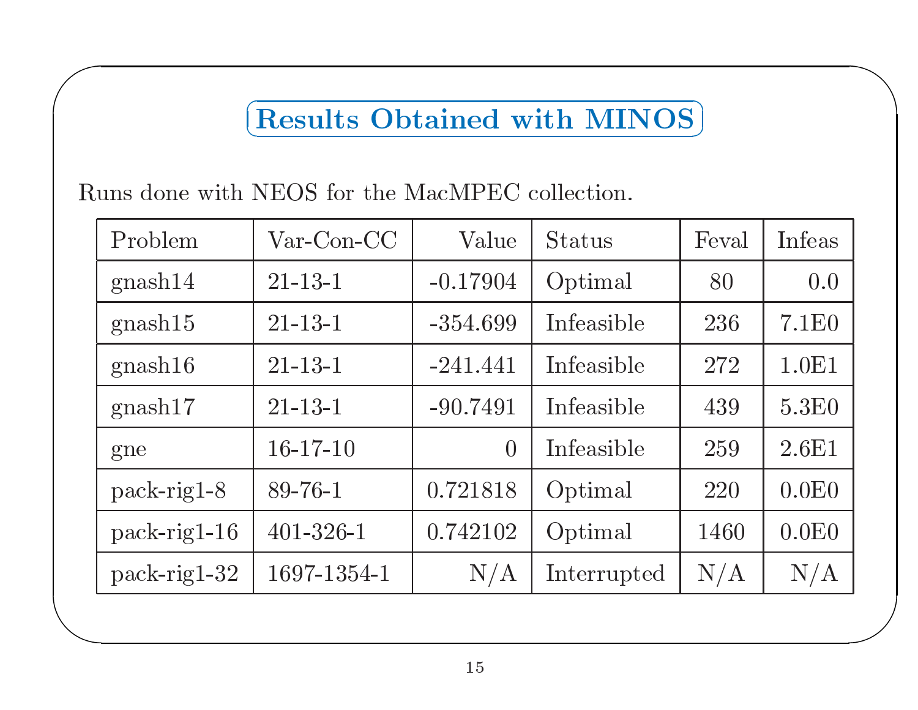## Results Obtained with MINOS

Runs done with NEOS for the MacMPEC collection.

| Problem | Var-Con-CC | Value | Status | Feval | Infeas |
|---|---|---:|---|---:|---:|
| gnash14 | 21-13-1 | -0.17904 | Optimal | 80 | 0.0 |
| gnash15 | 21-13-1 | -354.699 | Infeasible | 236 | 7.1E0 |
| gnash16 | 21-13-1 | -241.441 | Infeasible | 272 | 1.0E1 |
| gnash17 | 21-13-1 | -90.7491 | Infeasible | 439 | 5.3E0 |
| gne | 16-17-10 | 0 | Infeasible | 259 | 2.6E1 |
| pack-rig1-8 | 89-76-1 | 0.721818 | Optimal | 220 | 0.0E0 |
| pack-rig1-16 | 401-326-1 | 0.742102 | Optimal | 1460 | 0.0E0 |
| pack-rig1-32 | 1697-1354-1 | N/A | Interrupted | N/A | N/A |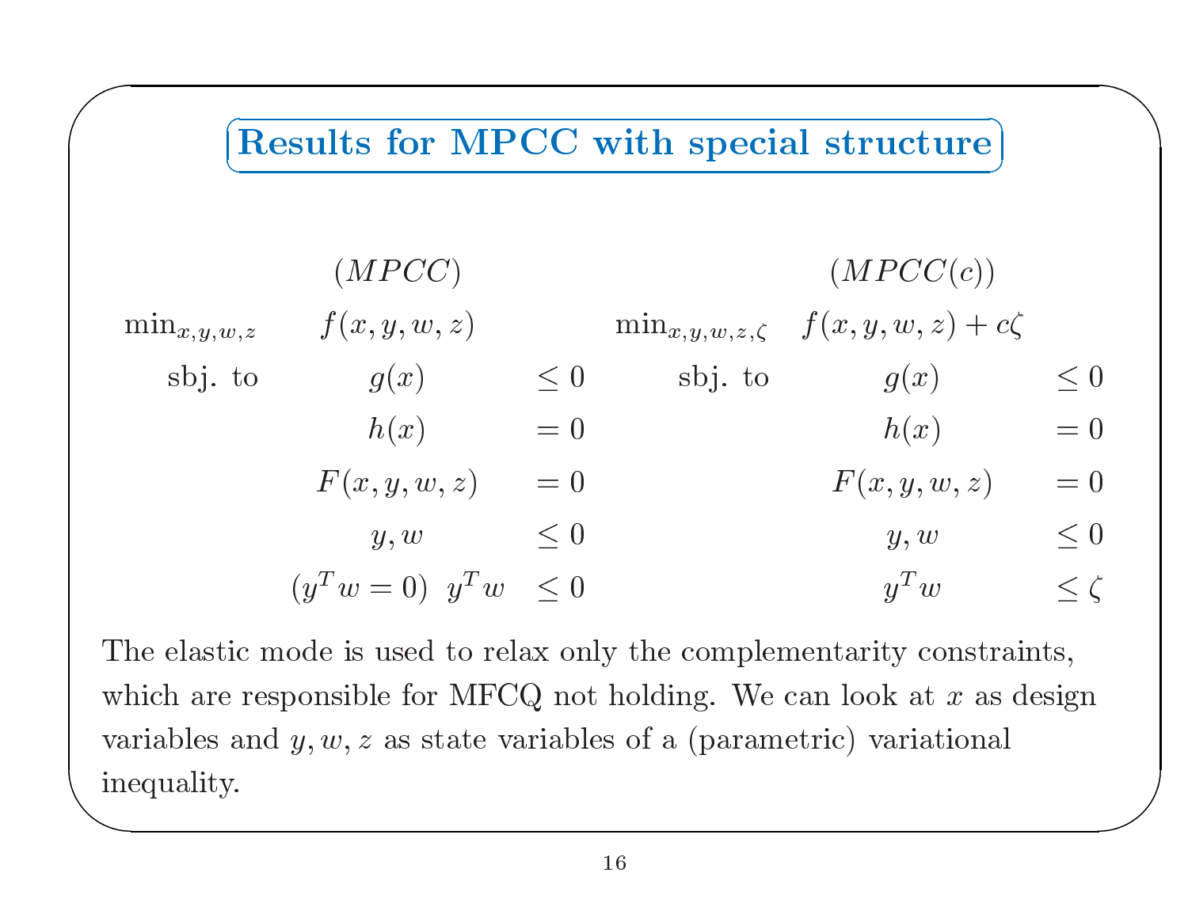## Results for MPCC with special structure

$$
\begin{array}{llll}
 & (MPCC) & & \\
\min_{x,y,w,z} & f(x,y,w,z) & & \\
\text{sbj. to} & g(x) & \leq 0 \\
 & h(x) & = 0 \\
 & F(x,y,w,z) & = 0 \\
 & y, w & \leq 0 \\
 & (y^T w = 0) \;\; y^T w & \leq 0
\end{array}
\qquad
\begin{array}{llll}
 & (MPCC(c)) & & \\
\min_{x,y,w,z,\zeta} & f(x,y,w,z) + c\zeta & & \\
\text{sbj. to} & g(x) & \leq 0 \\
 & h(x) & = 0 \\
 & F(x,y,w,z) & = 0 \\
 & y, w & \leq 0 \\
 & y^T w & \leq \zeta
\end{array}
$$

The elastic mode is used to relax only the complementarity constraints, which are responsible for MFCQ not holding. We can look at $x$ as design variables and $y, w, z$ as state variables of a (parametric) variational inequality.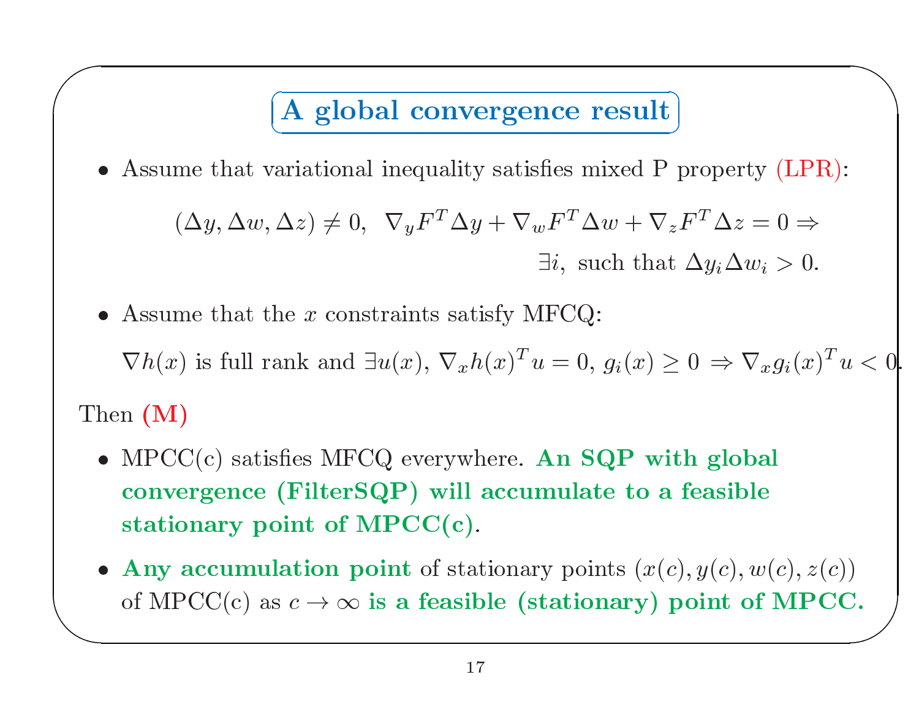## A global convergence result

- Assume that variational inequality satisfies mixed P property (LPR):

$$(\Delta y, \Delta w, \Delta z) \neq 0, \;\; \nabla_y F^T \Delta y + \nabla_w F^T \Delta w + \nabla_z F^T \Delta z = 0 \Rightarrow$$
$$\exists i, \text{ such that } \Delta y_i \Delta w_i > 0.$$

- Assume that the $x$ constraints satisfy MFCQ:

  $\nabla h(x)$ is full rank and $\exists u(x)$, $\nabla_x h(x)^T u = 0$, $g_i(x) \geq 0 \Rightarrow \nabla_x g_i(x)^T u < 0$.

Then **(M)**

- MPCC(c) satisfies MFCQ everywhere. **An SQP with global convergence (FilterSQP) will accumulate to a feasible stationary point of MPCC(c)**.
- **Any accumulation point** of stationary points $(x(c), y(c), w(c), z(c))$ of MPCC(c) as $c \to \infty$ **is a feasible (stationary) point of MPCC.**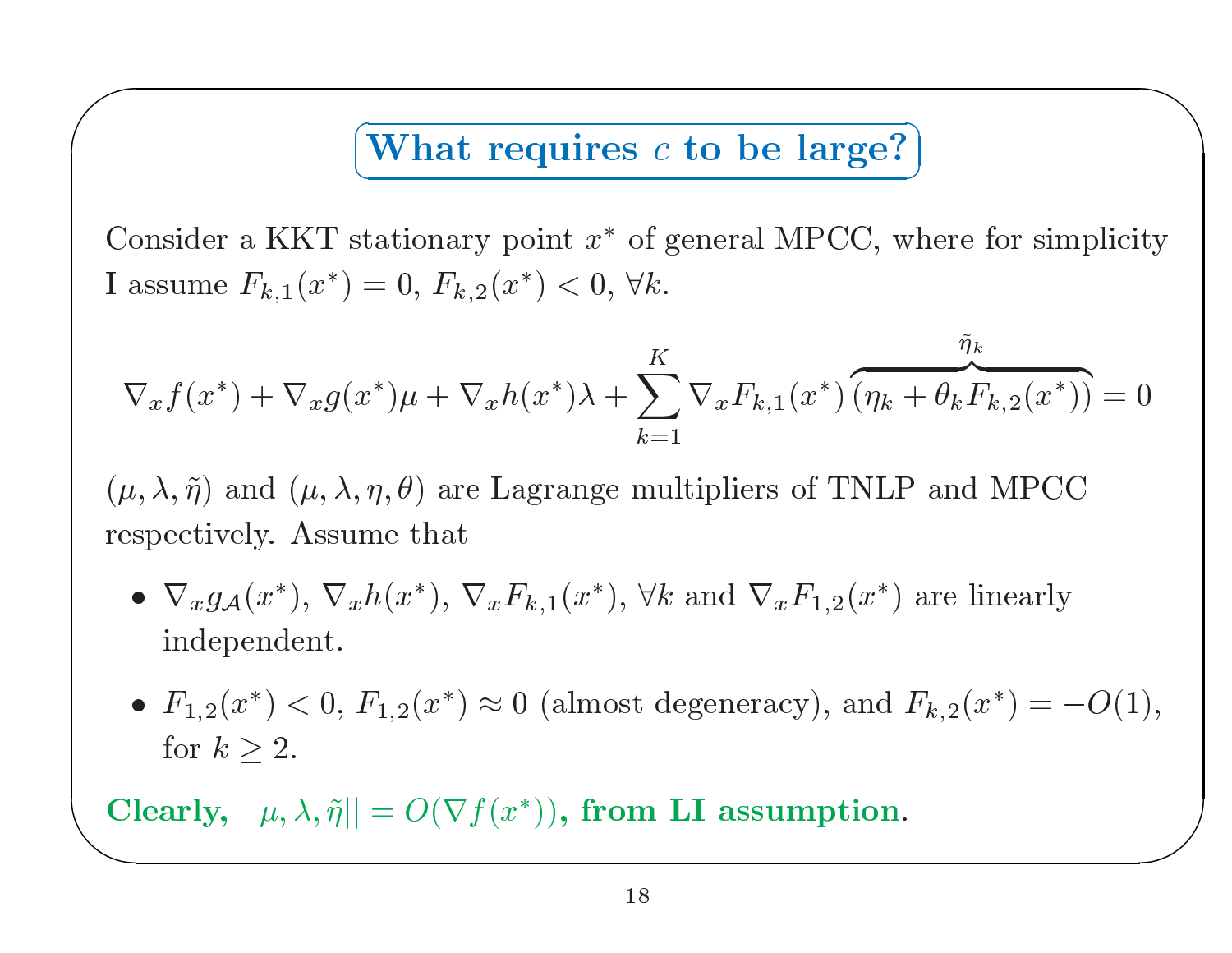## What requires $c$ to be large?

Consider a KKT stationary point $x^*$ of general MPCC, where for simplicity I assume $F_{k,1}(x^*) = 0$, $F_{k,2}(x^*) < 0$, $\forall k$.

$$\nabla_x f(x^*) + \nabla_x g(x^*)\mu + \nabla_x h(x^*)\lambda + \sum_{k=1}^{K} \nabla_x F_{k,1}(x^*) \overbrace{(\eta_k + \theta_k F_{k,2}(x^*))}^{\tilde{\eta}_k} = 0$$

$(\mu, \lambda, \tilde{\eta})$ and $(\mu, \lambda, \eta, \theta)$ are Lagrange multipliers of TNLP and MPCC respectively. Assume that

- $\nabla_x g_{\mathcal{A}}(x^*)$, $\nabla_x h(x^*)$, $\nabla_x F_{k,1}(x^*)$, $\forall k$ and $\nabla_x F_{1,2}(x^*)$ are linearly independent.
- $F_{1,2}(x^*) < 0$, $F_{1,2}(x^*) \approx 0$ (almost degeneracy), and $F_{k,2}(x^*) = -O(1)$, for $k \geq 2$.

**Clearly, $||\mu, \lambda, \tilde{\eta}|| = O(\nabla f(x^*))$, from LI assumption**.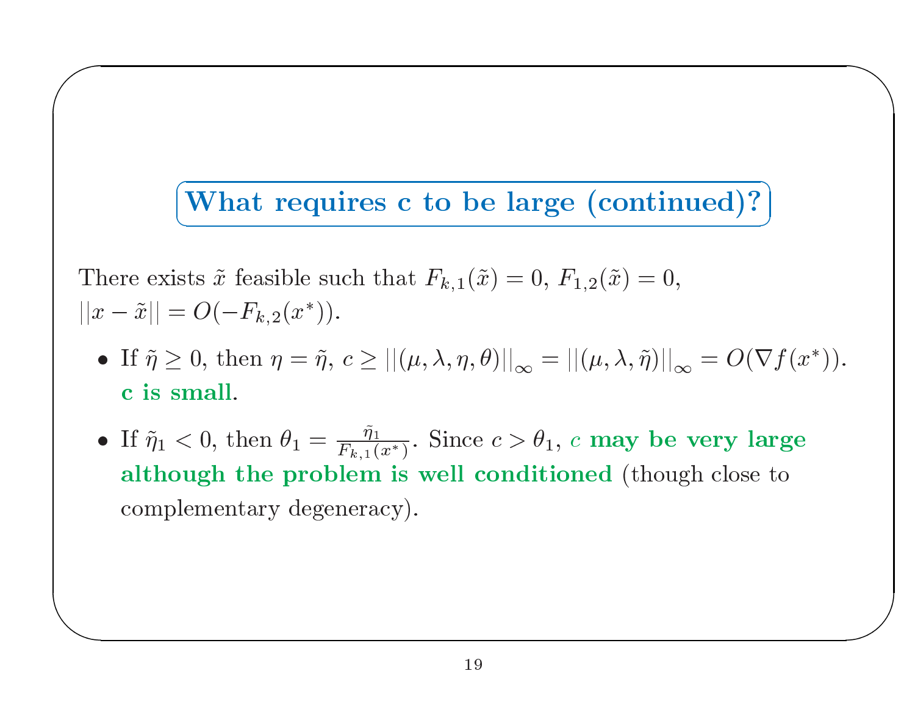## What requires c to be large (continued)?

There exists $\tilde{x}$ feasible such that $F_{k,1}(\tilde{x}) = 0$, $F_{1,2}(\tilde{x}) = 0$, $||x - \tilde{x}|| = O(-F_{k,2}(x^*))$.

- If $\tilde{\eta} \geq 0$, then $\eta = \tilde{\eta}$, $c \geq ||(\mu, \lambda, \eta, \theta)||_\infty = ||(\mu, \lambda, \tilde{\eta})||_\infty = O(\nabla f(x^*))$. **c is small**.
- If $\tilde{\eta}_1 < 0$, then $\theta_1 = \frac{\tilde{\eta}_1}{F_{k,1}(x^*)}$. Since $c > \theta_1$, $c$ **may be very large although the problem is well conditioned** (though close to complementary degeneracy).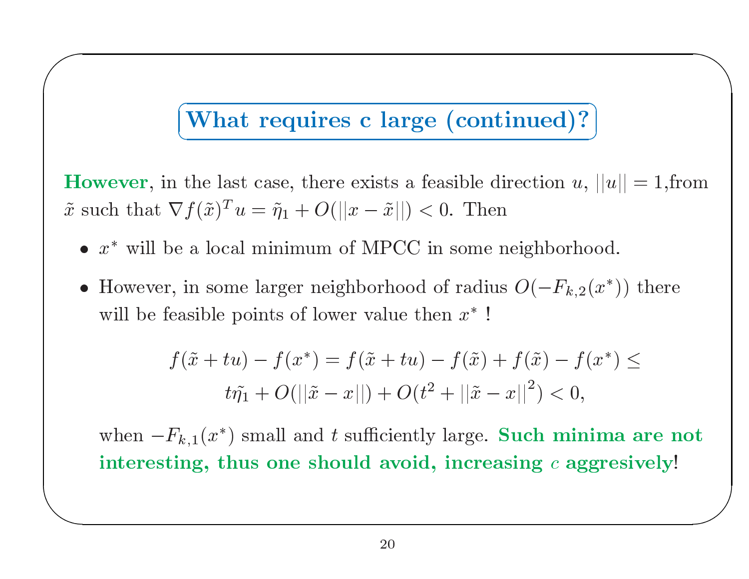## What requires c large (continued)?

**However**, in the last case, there exists a feasible direction $u$, $||u|| = 1$,from $\tilde{x}$ such that $\nabla f(\tilde{x})^T u = \tilde{\eta}_1 + O(||x - \tilde{x}||) < 0$. Then

- $x^*$ will be a local minimum of MPCC in some neighborhood.
- However, in some larger neighborhood of radius $O(-F_{k,2}(x^*))$ there will be feasible points of lower value then $x^*$ !

$$
f(\tilde{x} + tu) - f(x^*) = f(\tilde{x} + tu) - f(\tilde{x}) + f(\tilde{x}) - f(x^*) \leq
$$

$$
t\tilde{\eta}_1 + O(||\tilde{x} - x||) + O(t^2 + ||\tilde{x} - x||^2) < 0,
$$

when $-F_{k,1}(x^*)$ small and $t$ sufficiently large. **Such minima are not interesting, thus one should avoid, increasing $c$ aggresively**!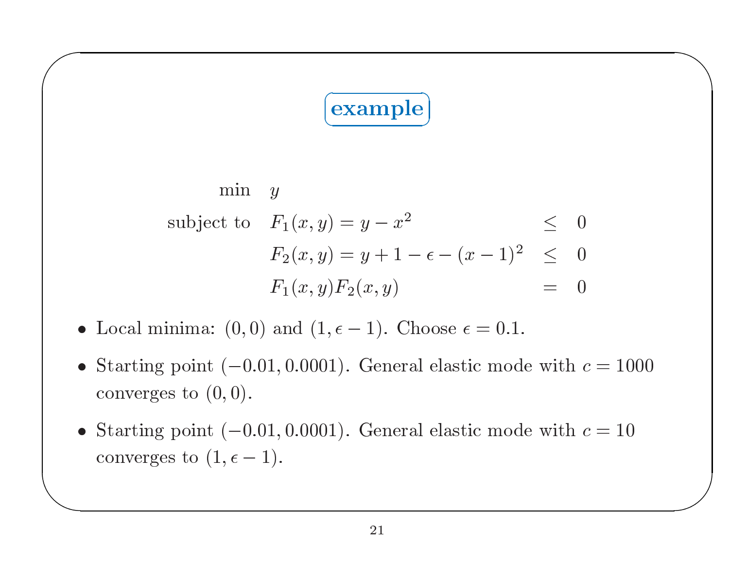## example

$$
\begin{array}{rlcl}
\min & y & & \\
\text{subject to} & F_1(x,y) = y - x^2 & \leq & 0 \\
& F_2(x,y) = y + 1 - \epsilon - (x-1)^2 & \leq & 0 \\
& F_1(x,y) F_2(x,y) & = & 0
\end{array}
$$

- Local minima: $(0,0)$ and $(1, \epsilon - 1)$. Choose $\epsilon = 0.1$.
- Starting point $(-0.01, 0.0001)$. General elastic mode with $c = 1000$ converges to $(0,0)$.
- Starting point $(-0.01, 0.0001)$. General elastic mode with $c = 10$ converges to $(1, \epsilon - 1)$.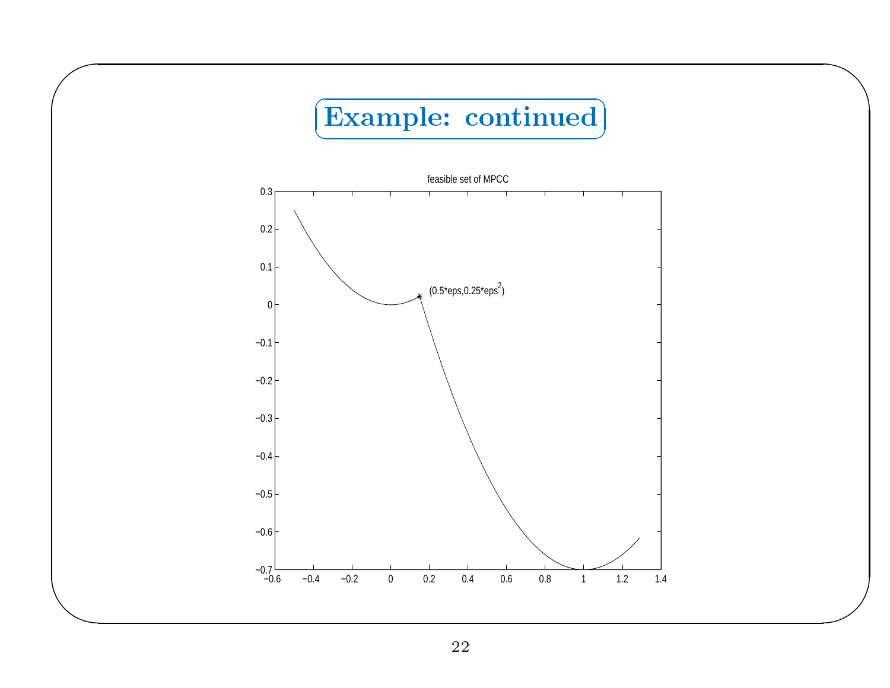# Example: continued

feasible set of MPCC

(0.5*eps,0.25*eps$^2$)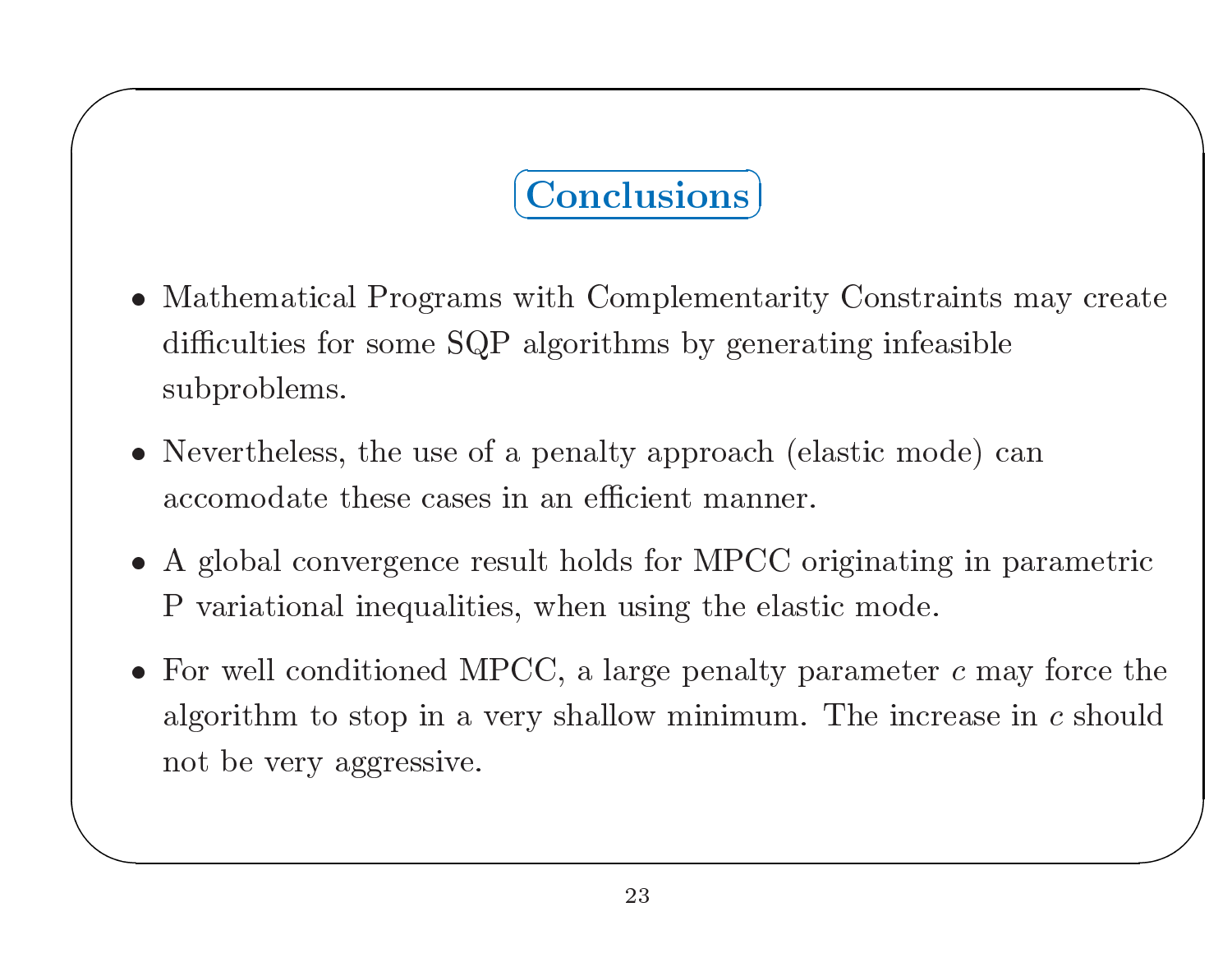# Conclusions

- Mathematical Programs with Complementarity Constraints may create difficulties for some SQP algorithms by generating infeasible subproblems.
- Nevertheless, the use of a penalty approach (elastic mode) can accomodate these cases in an efficient manner.
- A global convergence result holds for MPCC originating in parametric P variational inequalities, when using the elastic mode.
- For well conditioned MPCC, a large penalty parameter $c$ may force the algorithm to stop in a very shallow minimum. The increase in $c$ should not be very aggressive.